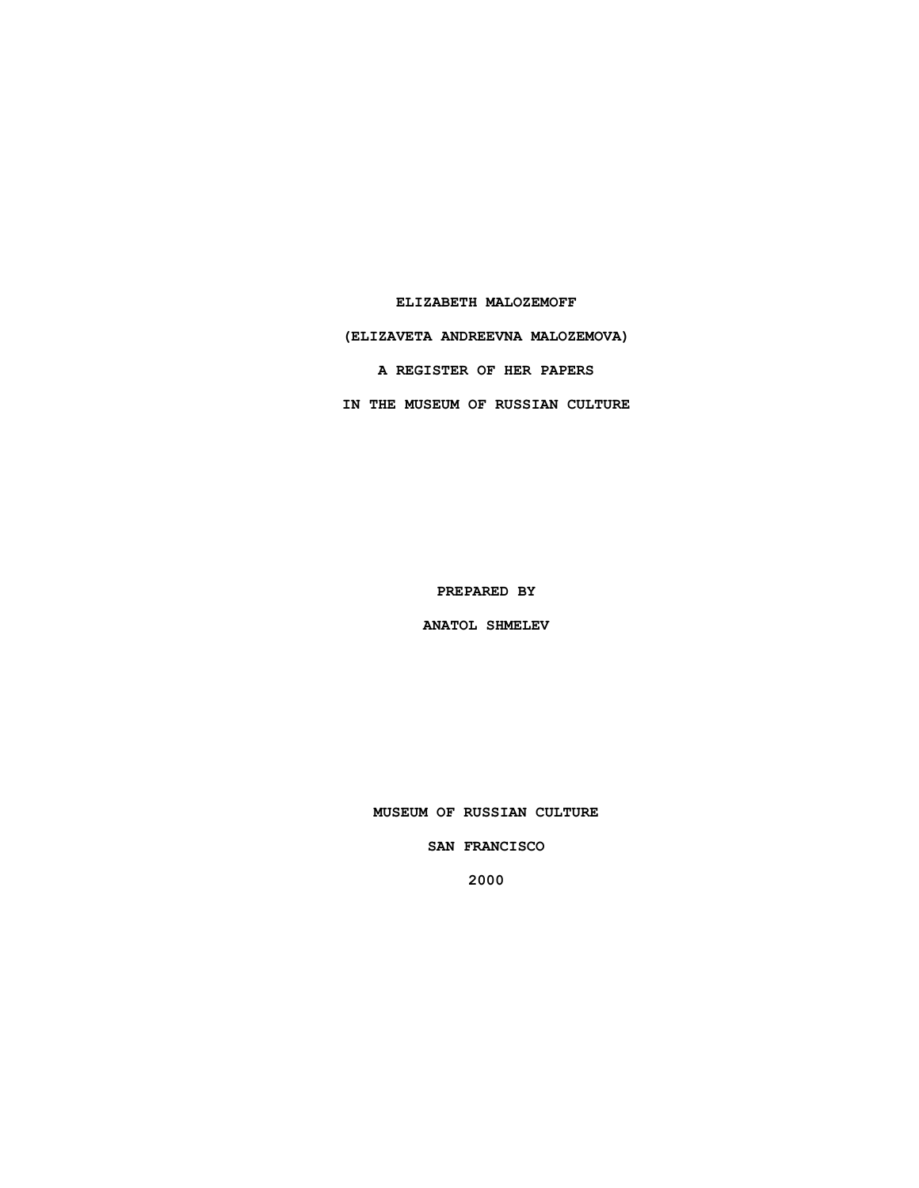# ELIZABETH MALOZEMOFF

# (ELIZAVETA ANDREEVNA MALOZEMOVA)

# A REGISTER OF HER PAPERS

# IN THE MUSEUM OF RUSSIAN CULTURE

**PREPARED BY**

**ANATOL SHMELEV**

**MUSEUM OF RUSSIAN CULTURE**

**SAN FRANCISCO**

**2000**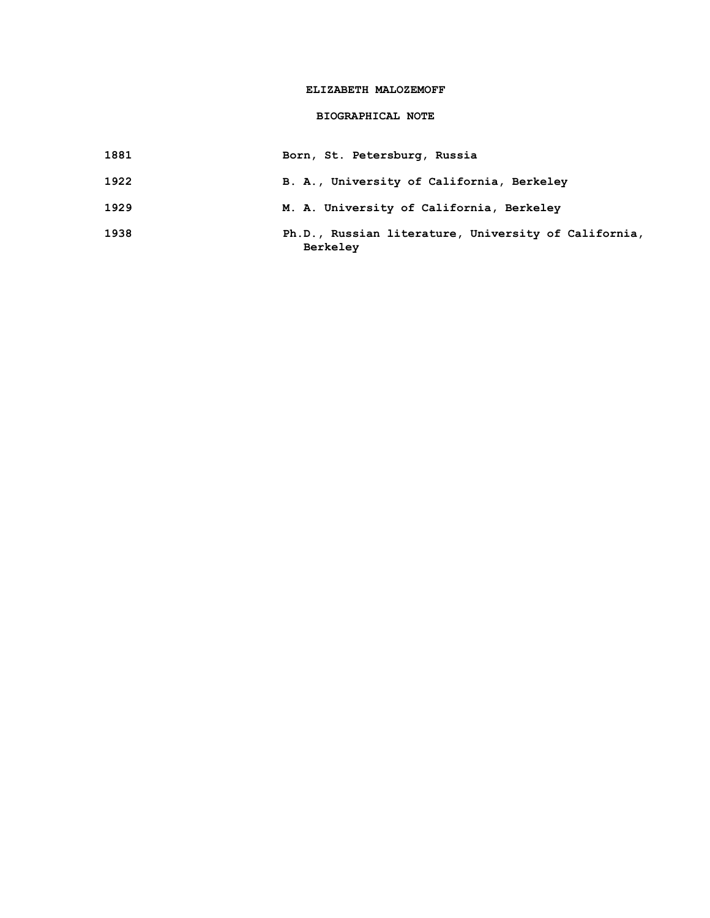**ELIZABETH MALOZEMOFF**

**BIOGRAPHICAL NOTE**

| | |
|---|---|
| 1881 | Born, St. Petersburg, Russia |
| 1922 | B. A., University of California, Berkeley |
| 1929 | M. A. University of California, Berkeley |
| 1938 | Ph.D., Russian literature, University of California, Berkeley |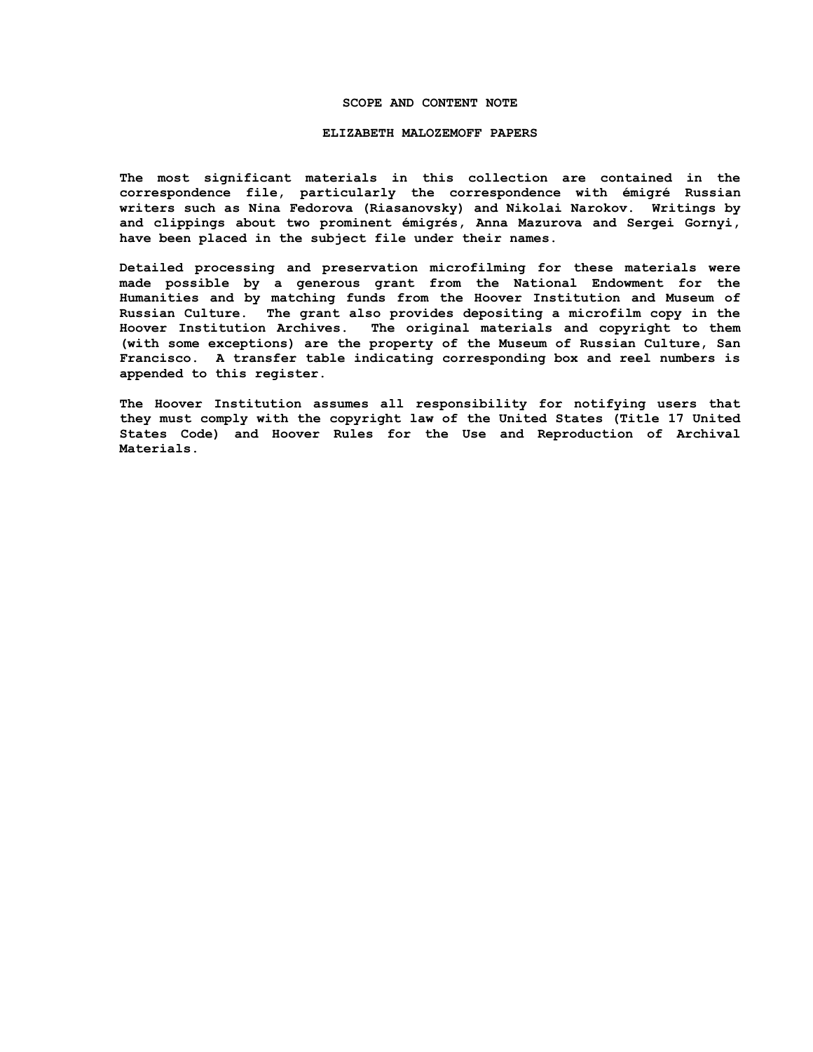# SCOPE AND CONTENT NOTE

## ELIZABETH MALOZEMOFF PAPERS

The most significant materials in this collection are contained in the correspondence file, particularly the correspondence with émigré Russian writers such as Nina Fedorova (Riasanovsky) and Nikolai Narokov. Writings by and clippings about two prominent émigrés, Anna Mazurova and Sergei Gornyi, have been placed in the subject file under their names.

Detailed processing and preservation microfilming for these materials were made possible by a generous grant from the National Endowment for the Humanities and by matching funds from the Hoover Institution and Museum of Russian Culture. The grant also provides depositing a microfilm copy in the Hoover Institution Archives. The original materials and copyright to them (with some exceptions) are the property of the Museum of Russian Culture, San Francisco. A transfer table indicating corresponding box and reel numbers is appended to this register.

The Hoover Institution assumes all responsibility for notifying users that they must comply with the copyright law of the United States (Title 17 United States Code) and Hoover Rules for the Use and Reproduction of Archival Materials.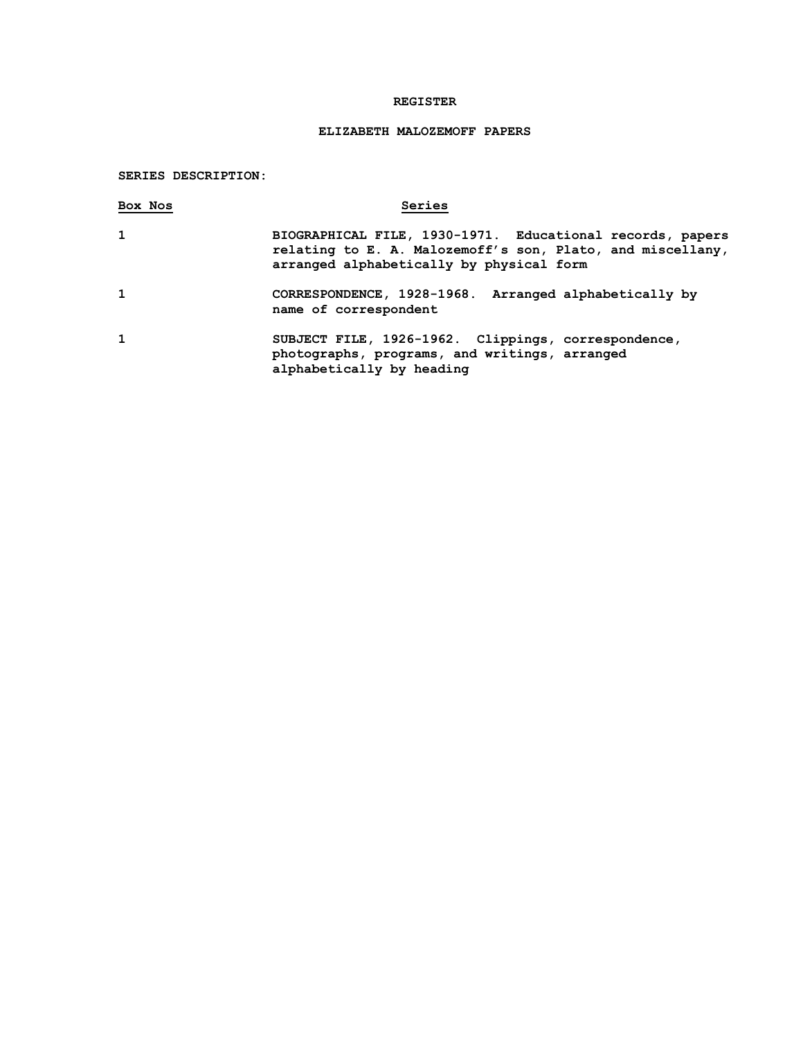# REGISTER

## ELIZABETH MALOZEMOFF PAPERS

**SERIES DESCRIPTION:**

| Box Nos | Series |
|---|---|
| 1 | BIOGRAPHICAL FILE, 1930-1971. Educational records, papers relating to E. A. Malozemoff's son, Plato, and miscellany, arranged alphabetically by physical form |
| 1 | CORRESPONDENCE, 1928-1968. Arranged alphabetically by name of correspondent |
| 1 | SUBJECT FILE, 1926-1962. Clippings, correspondence, photographs, programs, and writings, arranged alphabetically by heading |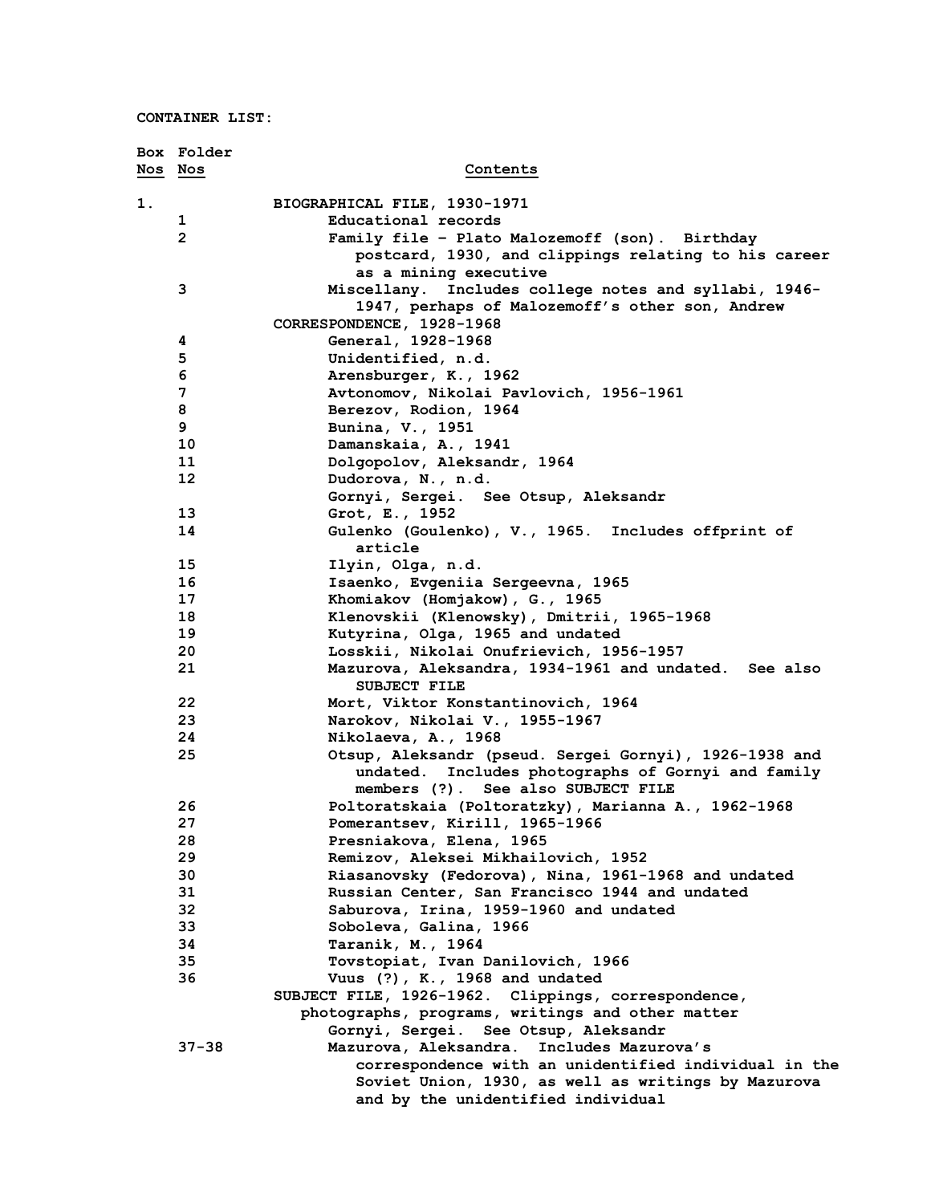CONTAINER LIST:

| Box Nos | Folder Nos | Contents |
|---|---|---|
| 1. | | BIOGRAPHICAL FILE, 1930-1971 |
| | 1 | Educational records |
| | 2 | Family file – Plato Malozemoff (son). Birthday postcard, 1930, and clippings relating to his career as a mining executive |
| | 3 | Miscellany. Includes college notes and syllabi, 1946-1947, perhaps of Malozemoff's other son, Andrew |
| | | CORRESPONDENCE, 1928-1968 |
| | 4 | General, 1928-1968 |
| | 5 | Unidentified, n.d. |
| | 6 | Arensburger, K., 1962 |
| | 7 | Avtonomov, Nikolai Pavlovich, 1956-1961 |
| | 8 | Berezov, Rodion, 1964 |
| | 9 | Bunina, V., 1951 |
| | 10 | Damanskaia, A., 1941 |
| | 11 | Dolgopolov, Aleksandr, 1964 |
| | 12 | Dudorova, N., n.d. |
| | | Gornyi, Sergei. See Otsup, Aleksandr |
| | 13 | Grot, E., 1952 |
| | 14 | Gulenko (Goulenko), V., 1965. Includes offprint of article |
| | 15 | Ilyin, Olga, n.d. |
| | 16 | Isaenko, Evgeniia Sergeevna, 1965 |
| | 17 | Khomiakov (Homjakow), G., 1965 |
| | 18 | Klenovskii (Klenowsky), Dmitrii, 1965-1968 |
| | 19 | Kutyrina, Olga, 1965 and undated |
| | 20 | Losskii, Nikolai Onufrievich, 1956-1957 |
| | 21 | Mazurova, Aleksandra, 1934-1961 and undated. See also SUBJECT FILE |
| | 22 | Mort, Viktor Konstantinovich, 1964 |
| | 23 | Narokov, Nikolai V., 1955-1967 |
| | 24 | Nikolaeva, A., 1968 |
| | 25 | Otsup, Aleksandr (pseud. Sergei Gornyi), 1926-1938 and undated. Includes photographs of Gornyi and family members (?). See also SUBJECT FILE |
| | 26 | Poltoratskaia (Poltoratzky), Marianna A., 1962-1968 |
| | 27 | Pomerantsev, Kirill, 1965-1966 |
| | 28 | Presniakova, Elena, 1965 |
| | 29 | Remizov, Aleksei Mikhailovich, 1952 |
| | 30 | Riasanovsky (Fedorova), Nina, 1961-1968 and undated |
| | 31 | Russian Center, San Francisco 1944 and undated |
| | 32 | Saburova, Irina, 1959-1960 and undated |
| | 33 | Soboleva, Galina, 1966 |
| | 34 | Taranik, M., 1964 |
| | 35 | Tovstopiat, Ivan Danilovich, 1966 |
| | 36 | Vuus (?), K., 1968 and undated |
| | | SUBJECT FILE, 1926-1962. Clippings, correspondence, photographs, programs, writings and other matter |
| | | Gornyi, Sergei. See Otsup, Aleksandr |
| | 37-38 | Mazurova, Aleksandra. Includes Mazurova's correspondence with an unidentified individual in the Soviet Union, 1930, as well as writings by Mazurova and by the unidentified individual |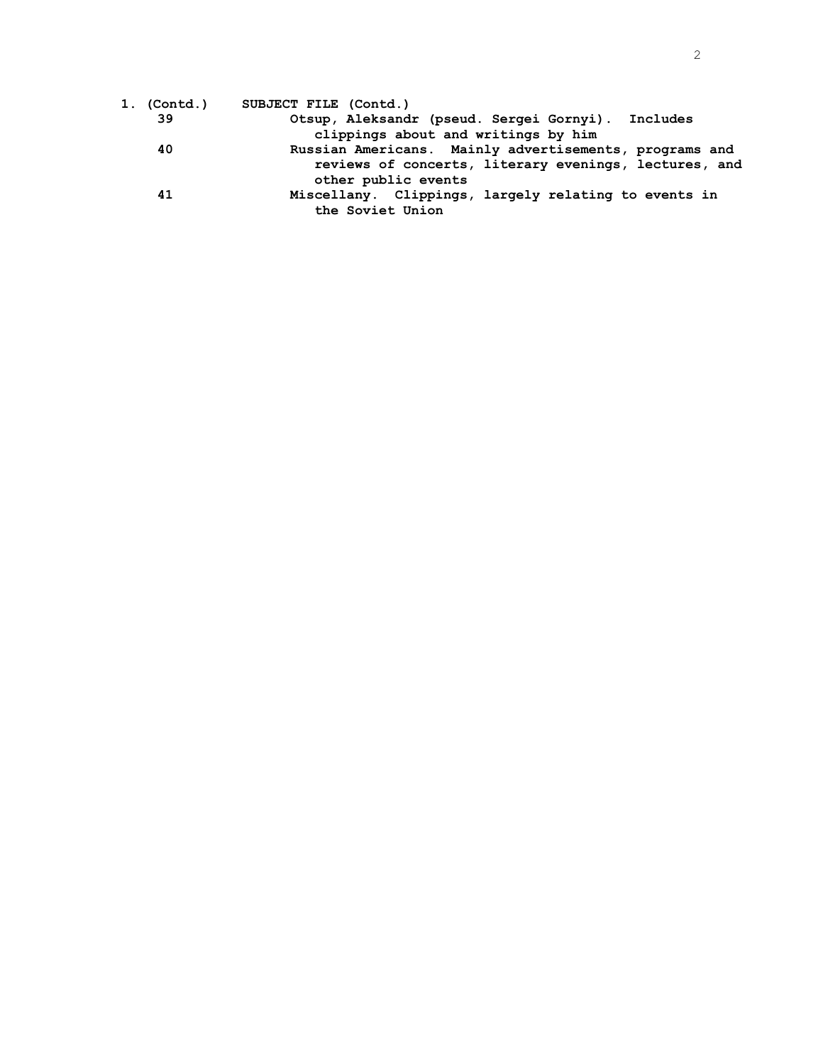**1. (Contd.) SUBJECT FILE (Contd.)**

| | |
|---|---|
| **39** | **Otsup, Aleksandr (pseud. Sergei Gornyi). Includes clippings about and writings by him** |
| **40** | **Russian Americans. Mainly advertisements, programs and reviews of concerts, literary evenings, lectures, and other public events** |
| **41** | **Miscellany. Clippings, largely relating to events in the Soviet Union** |